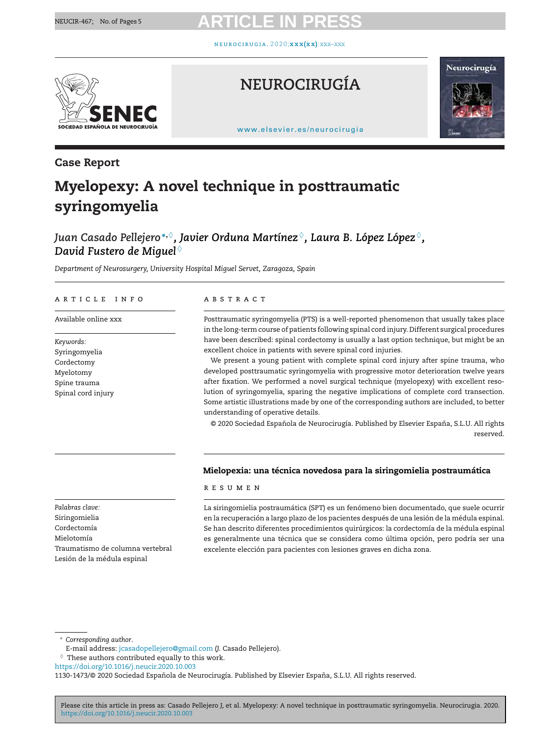Case Report

# Myelopexy: A novel technique in posttraumatic syringomyelia

*Juan Casado Pellejero*[*,◊], *Javier Orduna Martínez*[◊], *Laura B. López López*[◊], *David Fustero de Miguel*[◊]

*Department of Neurosurgery, University Hospital Miguel Servet, Zaragoza, Spain*

ARTICLE INFO

Available online xxx

*Keywords:*
Syringomyelia
Cordectomy
Myelotomy
Spine trauma
Spinal cord injury

ABSTRACT

Posttraumatic syringomyelia (PTS) is a well-reported phenomenon that usually takes place in the long-term course of patients following spinal cord injury. Different surgical procedures have been described: spinal cordectomy is usually a last option technique, but might be an excellent choice in patients with severe spinal cord injuries.

We present a young patient with complete spinal cord injury after spine trauma, who developed posttraumatic syringomyelia with progressive motor deterioration twelve years after fixation. We performed a novel surgical technique (myelopexy) with excellent resolution of syringomyelia, sparing the negative implications of complete cord transection. Some artistic illustrations made by one of the corresponding authors are included, to better understanding of operative details.

© 2020 Sociedad Española de Neurocirugía. Published by Elsevier España, S.L.U. All rights reserved.

## Mielopexia: una técnica novedosa para la siringomielia postraumática

*Palabras clave:*
Siringomielia
Cordectomía
Mielotomía
Traumatismo de columna vertebral
Lesión de la médula espinal

RESUMEN

La siringomielia postraumática (SPT) es un fenómeno bien documentado, que suele ocurrir en la recuperación a largo plazo de los pacientes después de una lesión de la médula espinal. Se han descrito diferentes procedimientos quirúrgicos: la cordectomía de la médula espinal es generalmente una técnica que se considera como última opción, pero podría ser una excelente elección para pacientes con lesiones graves en dicha zona.

[*] *Corresponding author.*
E-mail address: jcasadopellejero@gmail.com (J. Casado Pellejero).
[◊] These authors contributed equally to this work.
https://doi.org/10.1016/j.neucir.2020.10.003
1130-1473/© 2020 Sociedad Española de Neurocirugía. Published by Elsevier España, S.L.U. All rights reserved.

Please cite this article in press as: Casado Pellejero J, et al. Myelopexy: A novel technique in posttraumatic syringomyelia. Neurocirugia. 2020. https://doi.org/10.1016/j.neucir.2020.10.003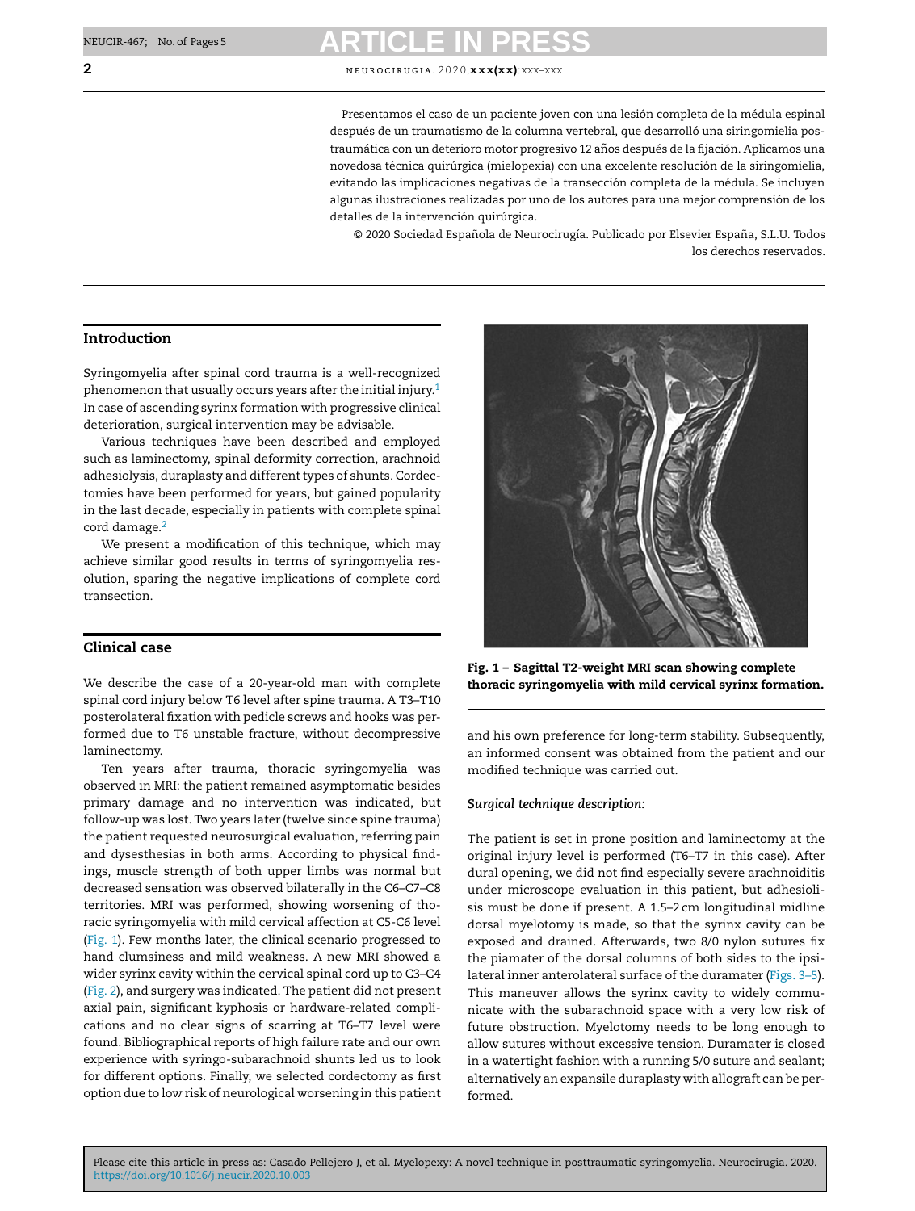Presentamos el caso de un paciente joven con una lesión completa de la médula espinal después de un traumatismo de la columna vertebral, que desarrolló una siringomielia postraumática con un deterioro motor progresivo 12 años después de la fijación. Aplicamos una novedosa técnica quirúrgica (mielopexia) con una excelente resolución de la siringomielia, evitando las implicaciones negativas de la transección completa de la médula. Se incluyen algunas ilustraciones realizadas por uno de los autores para una mejor comprensión de los detalles de la intervención quirúrgica.

© 2020 Sociedad Española de Neurocirugía. Publicado por Elsevier España, S.L.U. Todos los derechos reservados.

## Introduction

Syringomyelia after spinal cord trauma is a well-recognized phenomenon that usually occurs years after the initial injury.[1] In case of ascending syrinx formation with progressive clinical deterioration, surgical intervention may be advisable.

Various techniques have been described and employed such as laminectomy, spinal deformity correction, arachnoid adhesiolysis, duraplasty and different types of shunts. Cordectomies have been performed for years, but gained popularity in the last decade, especially in patients with complete spinal cord damage.[2]

We present a modification of this technique, which may achieve similar good results in terms of syringomyelia resolution, sparing the negative implications of complete cord transection.

## Clinical case

We describe the case of a 20-year-old man with complete spinal cord injury below T6 level after spine trauma. A T3–T10 posterolateral fixation with pedicle screws and hooks was performed due to T6 unstable fracture, without decompressive laminectomy.

Ten years after trauma, thoracic syringomyelia was observed in MRI: the patient remained asymptomatic besides primary damage and no intervention was indicated, but follow-up was lost. Two years later (twelve since spine trauma) the patient requested neurosurgical evaluation, referring pain and dysesthesias in both arms. According to physical findings, muscle strength of both upper limbs was normal but decreased sensation was observed bilaterally in the C6–C7–C8 territories. MRI was performed, showing worsening of thoracic syringomyelia with mild cervical affection at C5-C6 level (Fig. 1). Few months later, the clinical scenario progressed to hand clumsiness and mild weakness. A new MRI showed a wider syrinx cavity within the cervical spinal cord up to C3–C4 (Fig. 2), and surgery was indicated. The patient did not present axial pain, significant kyphosis or hardware-related complications and no clear signs of scarring at T6–T7 level were found. Bibliographical reports of high failure rate and our own experience with syringo-subarachnoid shunts led us to look for different options. Finally, we selected cordectomy as first option due to low risk of neurological worsening in this patient and his own preference for long-term stability. Subsequently, an informed consent was obtained from the patient and our modified technique was carried out.

**Fig. 1 – Sagittal T2-weight MRI scan showing complete thoracic syringomyelia with mild cervical syrinx formation.**

*Surgical technique description:*

The patient is set in prone position and laminectomy at the original injury level is performed (T6–T7 in this case). After dural opening, we did not find especially severe arachnoiditis under microscope evaluation in this patient, but adhesiolisis must be done if present. A 1.5–2 cm longitudinal midline dorsal myelotomy is made, so that the syrinx cavity can be exposed and drained. Afterwards, two 8/0 nylon sutures fix the piamater of the dorsal columns of both sides to the ipsilateral inner anterolateral surface of the duramater (Figs. 3–5). This maneuver allows the syrinx cavity to widely communicate with the subarachnoid space with a very low risk of future obstruction. Myelotomy needs to be long enough to allow sutures without excessive tension. Duramater is closed in a watertight fashion with a running 5/0 suture and sealant; alternatively an expansile duraplasty with allograft can be performed.

Please cite this article in press as: Casado Pellejero J, et al. Myelopexy: A novel technique in posttraumatic syringomyelia. Neurocirugia. 2020. https://doi.org/10.1016/j.neucir.2020.10.003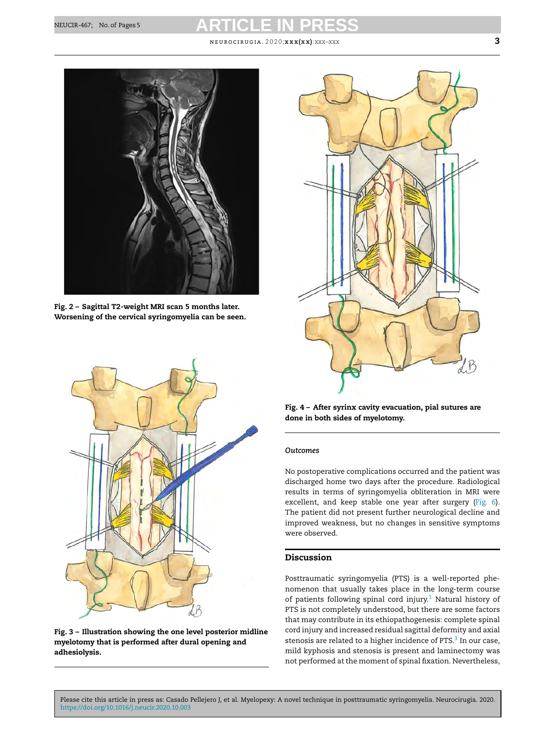**Fig. 2 – Sagittal T2-weight MRI scan 5 months later. Worsening of the cervical syringomyelia can be seen.**

**Fig. 3 – Illustration showing the one level posterior midline myelotomy that is performed after dural opening and adhesiolysis.**

**Fig. 4 – After syrinx cavity evacuation, pial sutures are done in both sides of myelotomy.**

*Outcomes*

No postoperative complications occurred and the patient was discharged home two days after the procedure. Radiological results in terms of syringomyelia obliteration in MRI were excellent, and keep stable one year after surgery (Fig. 6). The patient did not present further neurological decline and improved weakness, but no changes in sensitive symptoms were observed.

## Discussion

Posttraumatic syringomyelia (PTS) is a well-reported phenomenon that usually takes place in the long-term course of patients following spinal cord injury.[1] Natural history of PTS is not completely understood, but there are some factors that may contribute in its ethiopathogenesis: complete spinal cord injury and increased residual sagittal deformity and axial stenosis are related to a higher incidence of PTS.[3] In our case, mild kyphosis and stenosis is present and laminectomy was not performed at the moment of spinal fixation. Nevertheless,

Please cite this article in press as: Casado Pellejero J, et al. Myelopexy: A novel technique in posttraumatic syringomyelia. Neurocirugia. 2020. https://doi.org/10.1016/j.neucir.2020.10.003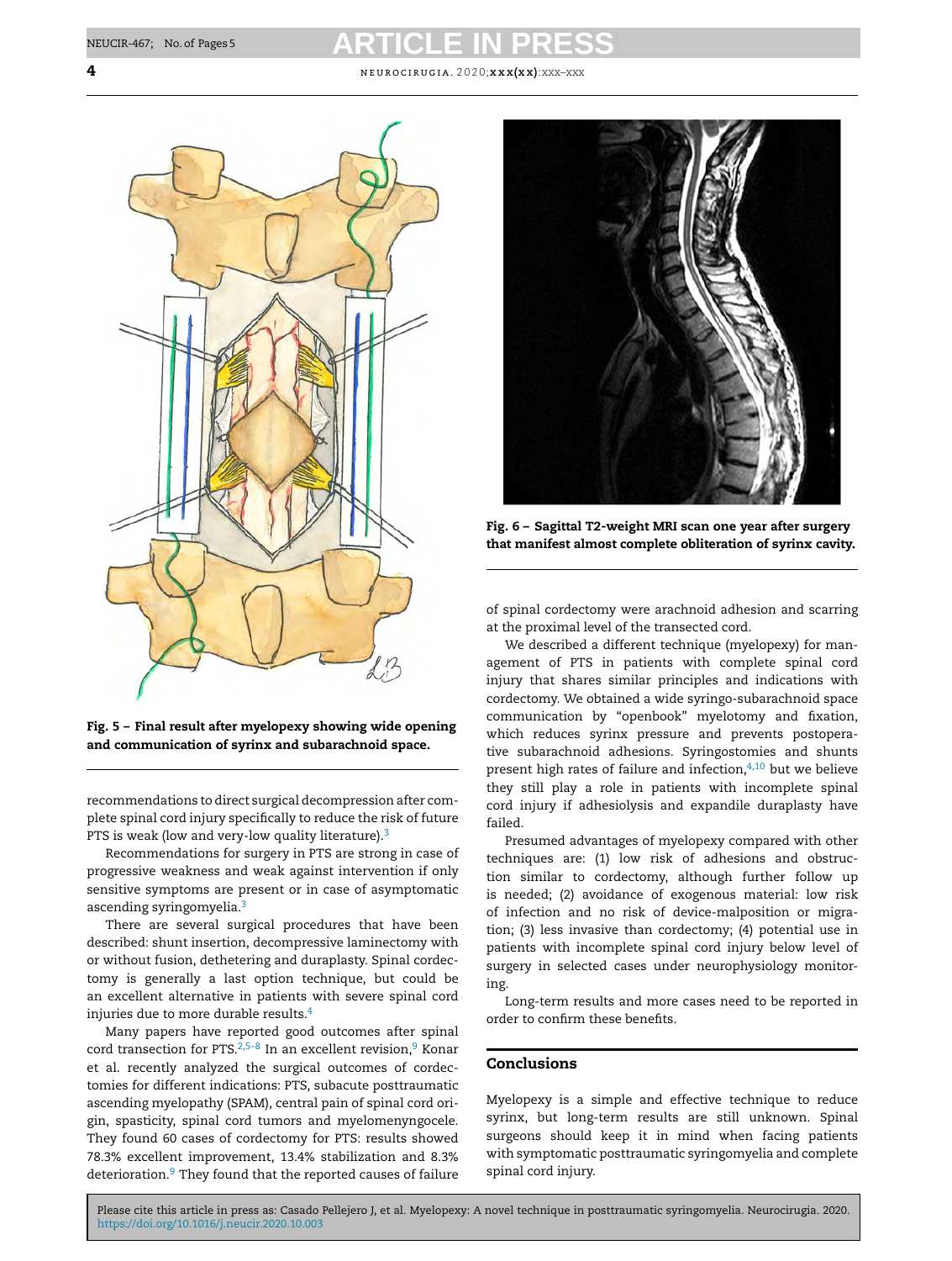Fig. 5 – Final result after myelopexy showing wide opening and communication of syrinx and subarachnoid space.

Fig. 6 – Sagittal T2-weight MRI scan one year after surgery that manifest almost complete obliteration of syrinx cavity.

recommendations to direct surgical decompression after complete spinal cord injury specifically to reduce the risk of future PTS is weak (low and very-low quality literature).[3]

Recommendations for surgery in PTS are strong in case of progressive weakness and weak against intervention if only sensitive symptoms are present or in case of asymptomatic ascending syringomyelia.[3]

There are several surgical procedures that have been described: shunt insertion, decompressive laminectomy with or without fusion, dethetering and duraplasty. Spinal cordectomy is generally a last option technique, but could be an excellent alternative in patients with severe spinal cord injuries due to more durable results.[4]

Many papers have reported good outcomes after spinal cord transection for PTS.[2,5–8] In an excellent revision,[9] Konar et al. recently analyzed the surgical outcomes of cordectomies for different indications: PTS, subacute posttraumatic ascending myelopathy (SPAM), central pain of spinal cord origin, spasticity, spinal cord tumors and myelomenyngocele. They found 60 cases of cordectomy for PTS: results showed 78.3% excellent improvement, 13.4% stabilization and 8.3% deterioration.[9] They found that the reported causes of failure of spinal cordectomy were arachnoid adhesion and scarring at the proximal level of the transected cord.

We described a different technique (myelopexy) for management of PTS in patients with complete spinal cord injury that shares similar principles and indications with cordectomy. We obtained a wide syringo-subarachnoid space communication by "openbook" myelotomy and fixation, which reduces syrinx pressure and prevents postoperative subarachnoid adhesions. Syringostomies and shunts present high rates of failure and infection,[4,10] but we believe they still play a role in patients with incomplete spinal cord injury if adhesiolysis and expandile duraplasty have failed.

Presumed advantages of myelopexy compared with other techniques are: (1) low risk of adhesions and obstruction similar to cordectomy, although further follow up is needed; (2) avoidance of exogenous material: low risk of infection and no risk of device-malposition or migration; (3) less invasive than cordectomy; (4) potential use in patients with incomplete spinal cord injury below level of surgery in selected cases under neurophysiology monitoring.

Long-term results and more cases need to be reported in order to confirm these benefits.

## Conclusions

Myelopexy is a simple and effective technique to reduce syrinx, but long-term results are still unknown. Spinal surgeons should keep it in mind when facing patients with symptomatic posttraumatic syringomyelia and complete spinal cord injury.

Please cite this article in press as: Casado Pellejero J, et al. Myelopexy: A novel technique in posttraumatic syringomyelia. Neurocirugia. 2020. https://doi.org/10.1016/j.neucir.2020.10.003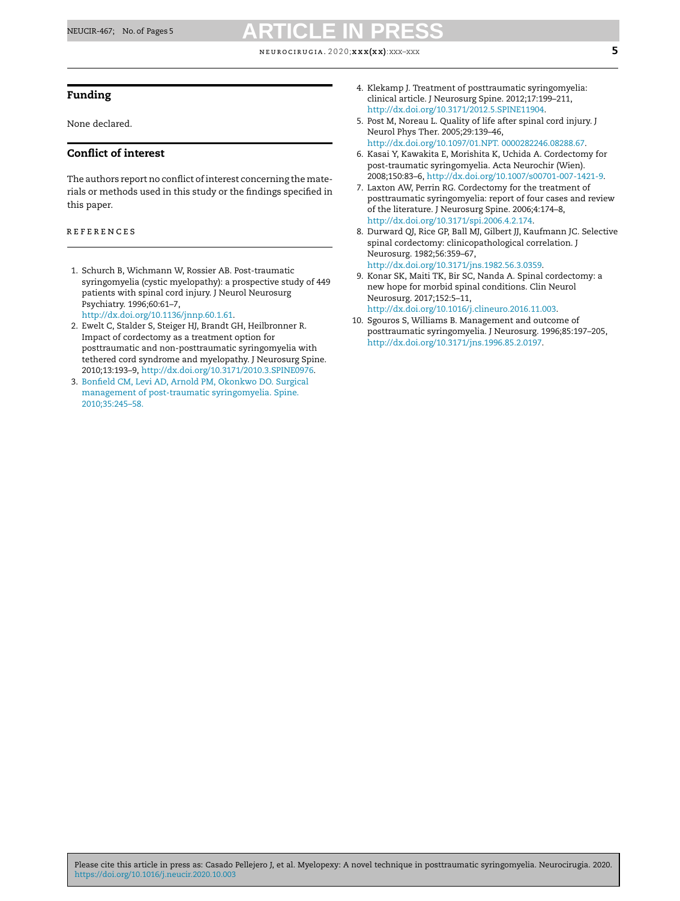## Funding

None declared.

## Conflict of interest

The authors report no conflict of interest concerning the materials or methods used in this study or the findings specified in this paper.

## REFERENCES

1. Schurch B, Wichmann W, Rossier AB. Post-traumatic syringomyelia (cystic myelopathy): a prospective study of 449 patients with spinal cord injury. J Neurol Neurosurg Psychiatry. 1996;60:61–7, http://dx.doi.org/10.1136/jnnp.60.1.61.
2. Ewelt C, Stalder S, Steiger HJ, Brandt GH, Heilbronner R. Impact of cordectomy as a treatment option for posttraumatic and non-posttraumatic syringomyelia with tethered cord syndrome and myelopathy. J Neurosurg Spine. 2010;13:193–9, http://dx.doi.org/10.3171/2010.3.SPINE0976.
3. Bonfield CM, Levi AD, Arnold PM, Okonkwo DO. Surgical management of post-traumatic syringomyelia. Spine. 2010;35:245–58.
4. Klekamp J. Treatment of posttraumatic syringomyelia: clinical article. J Neurosurg Spine. 2012;17:199–211, http://dx.doi.org/10.3171/2012.5.SPINE11904.
5. Post M, Noreau L. Quality of life after spinal cord injury. J Neurol Phys Ther. 2005;29:139–46, http://dx.doi.org/10.1097/01.NPT. 0000282246.08288.67.
6. Kasai Y, Kawakita E, Morishita K, Uchida A. Cordectomy for post-traumatic syringomyelia. Acta Neurochir (Wien). 2008;150:83–6, http://dx.doi.org/10.1007/s00701-007-1421-9.
7. Laxton AW, Perrin RG. Cordectomy for the treatment of posttraumatic syringomyelia: report of four cases and review of the literature. J Neurosurg Spine. 2006;4:174–8, http://dx.doi.org/10.3171/spi.2006.4.2.174.
8. Durward QJ, Rice GP, Ball MJ, Gilbert JJ, Kaufmann JC. Selective spinal cordectomy: clinicopathological correlation. J Neurosurg. 1982;56:359–67, http://dx.doi.org/10.3171/jns.1982.56.3.0359.
9. Konar SK, Maiti TK, Bir SC, Nanda A. Spinal cordectomy: a new hope for morbid spinal conditions. Clin Neurol Neurosurg. 2017;152:5–11, http://dx.doi.org/10.1016/j.clineuro.2016.11.003.
10. Sgouros S, Williams B. Management and outcome of posttraumatic syringomyelia. J Neurosurg. 1996;85:197–205, http://dx.doi.org/10.3171/jns.1996.85.2.0197.